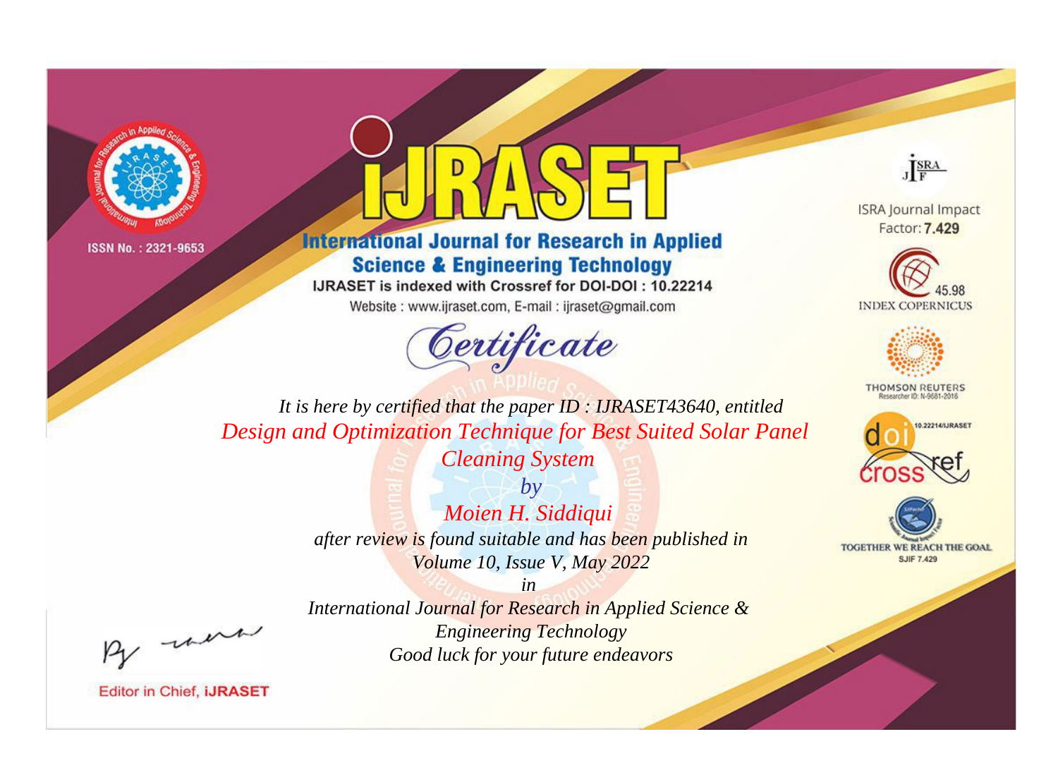ISSN No. : 2321-9653

# IJRASET

## International Journal for Research in Applied Science & Engineering Technology

IJRASET is indexed with Crossref for DOI-DOI : 10.22214

Website : www.ijraset.com, E-mail : ijraset@gmail.com

ISRA Journal Impact Factor: **7.429**

45.98 INDEX COPERNICUS

THOMSON REUTERS Researcher ID: N-9681-2016

10.22214/IJRASET

TOGETHER WE REACH THE GOAL SJIF 7.429

## *Certificate*

*It is here by certified that the paper ID : IJRASET43640, entitled*

*Design and Optimization Technique for Best Suited Solar Panel Cleaning System*

*by*

*Moien H. Siddiqui*

*after review is found suitable and has been published in*

*Volume 10, Issue V, May 2022*

*in*

*International Journal for Research in Applied Science & Engineering Technology*

*Good luck for your future endeavors*

Editor in Chief, **iJRASET**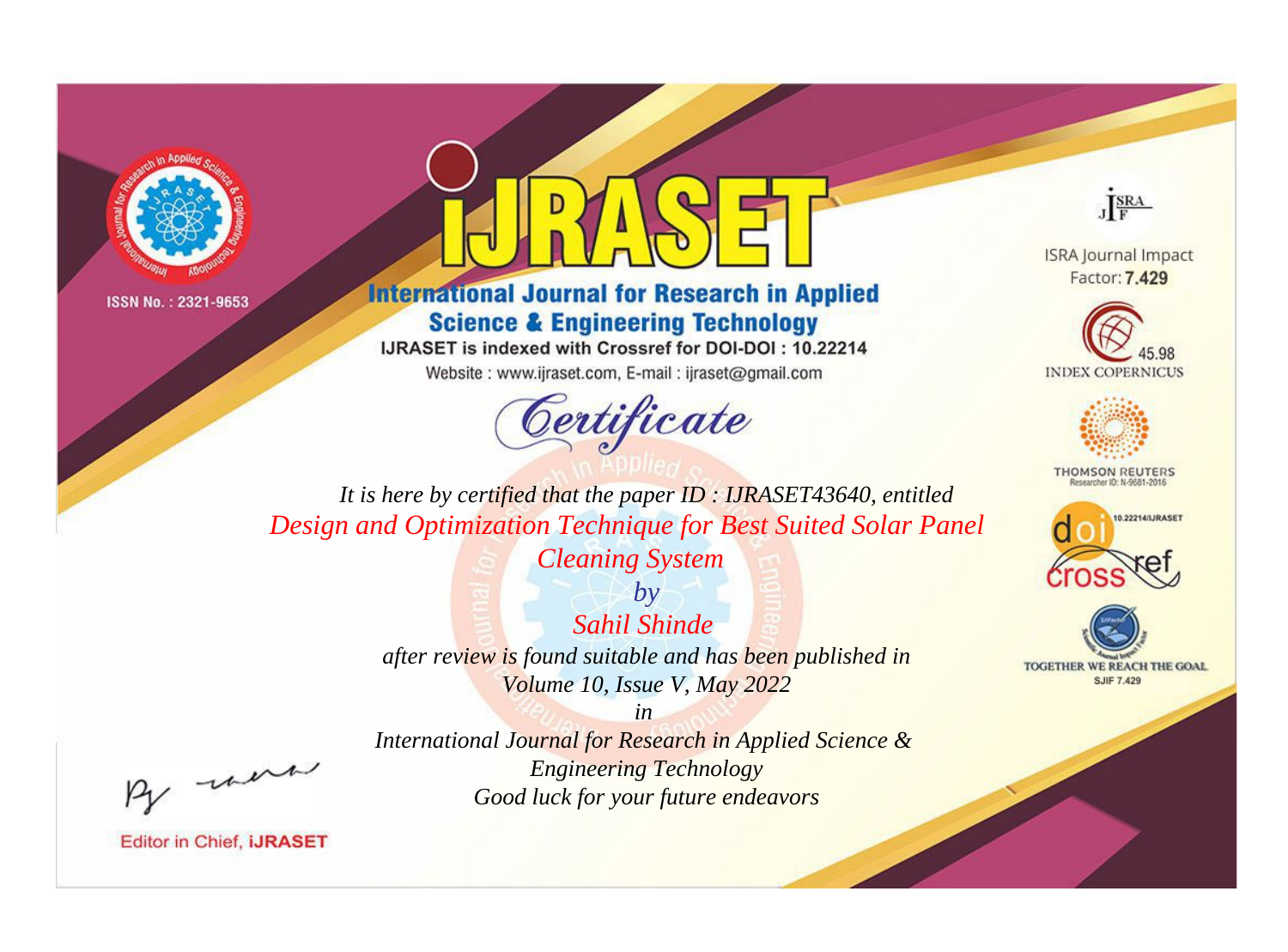ISSN No. : 2321-9653

# IJRASET

## International Journal for Research in Applied Science & Engineering Technology

IJRASET is indexed with Crossref for DOI-DOI : 10.22214

Website : www.ijraset.com, E-mail : ijraset@gmail.com

*Certificate*

*It is here by certified that the paper ID : IJRASET43640, entitled*

*Design and Optimization Technique for Best Suited Solar Panel Cleaning System*

*by*

*Sahil Shinde*

*after review is found suitable and has been published in*

*Volume 10, Issue V, May 2022*

*in*

*International Journal for Research in Applied Science & Engineering Technology*

*Good luck for your future endeavors*

Editor in Chief, iJRASET

ISRA Journal Impact Factor: **7.429**

45.98 INDEX COPERNICUS

THOMSON REUTERS Researcher ID: N-9681-2016

10.22214/IJRASET

TOGETHER WE REACH THE GOAL SJIF 7.429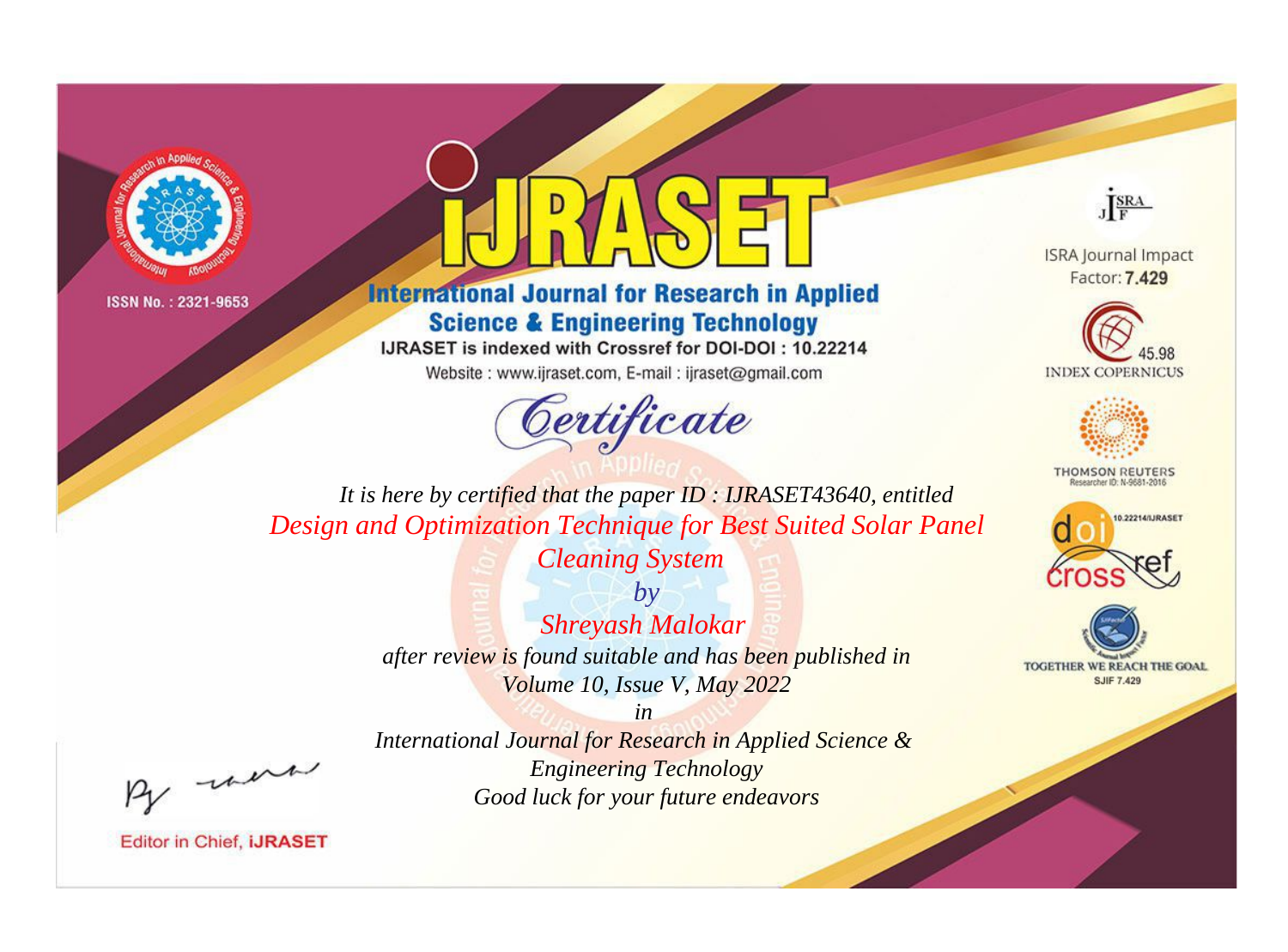ISSN No. : 2321-9653

# iJRASET

## International Journal for Research in Applied Science & Engineering Technology

IJRASET is indexed with Crossref for DOI-DOI : 10.22214

Website : www.ijraset.com, E-mail : ijraset@gmail.com

ISRA Journal Impact Factor: **7.429**

45.98 INDEX COPERNICUS

THOMSON REUTERS Researcher ID: N-9681-2016

10.22214/IJRASET

TOGETHER WE REACH THE GOAL SJIF 7.429

# *Certificate*

*It is here by certified that the paper ID : IJRASET43640, entitled*

*Design and Optimization Technique for Best Suited Solar Panel Cleaning System*

*by*

*Shreyash Malokar*

*after review is found suitable and has been published in*

*Volume 10, Issue V, May 2022*

*in*

*International Journal for Research in Applied Science & Engineering Technology*

*Good luck for your future endeavors*

Editor in Chief, **iJRASET**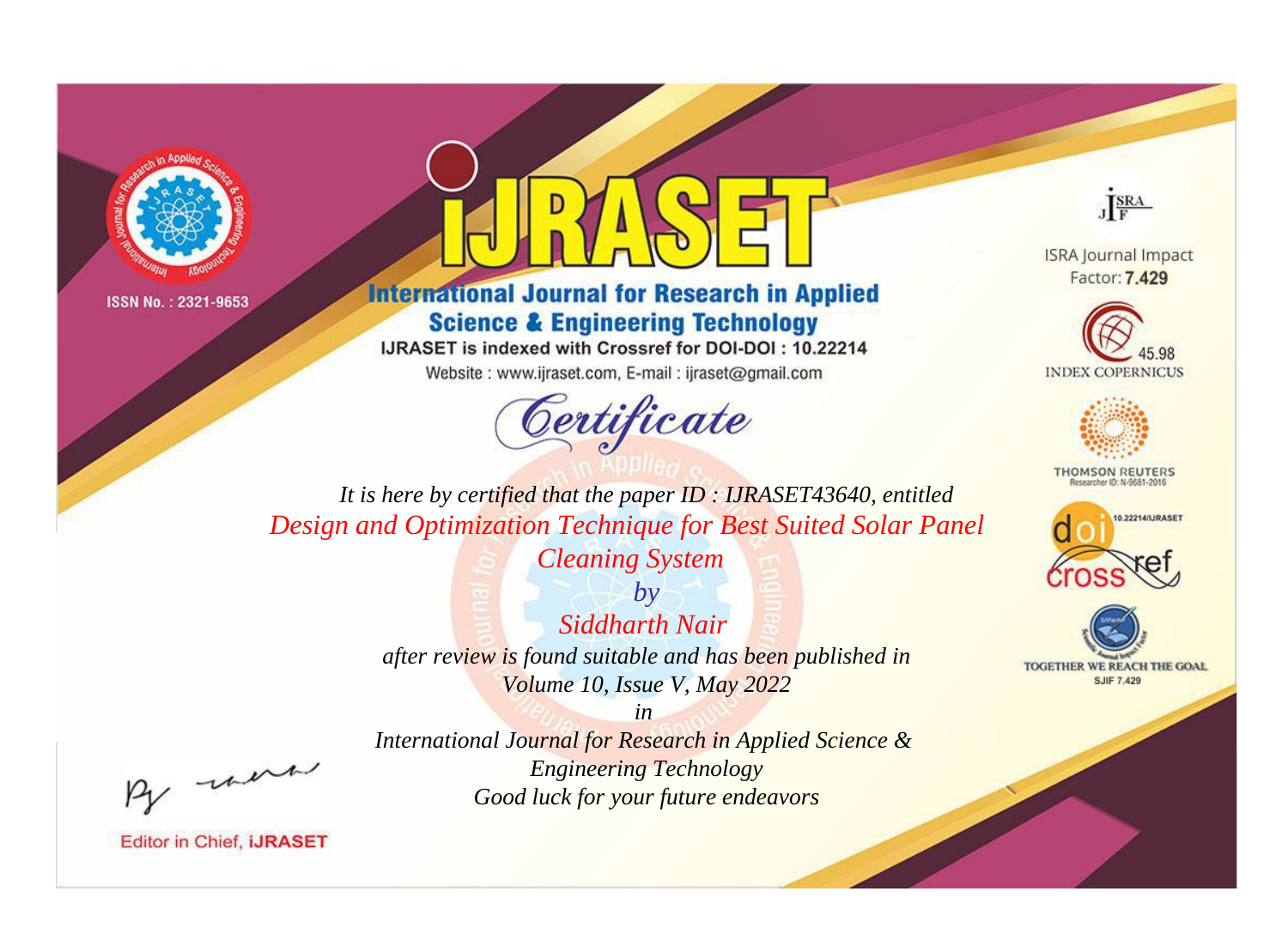ISSN No. : 2321-9653

# International Journal for Research in Applied Science & Engineering Technology

IJRASET is indexed with Crossref for DOI-DOI : 10.22214

Website : www.ijraset.com, E-mail : ijraset@gmail.com

## Certificate

*It is here by certified that the paper ID : IJRASET43640, entitled*

*Design and Optimization Technique for Best Suited Solar Panel Cleaning System*

*by*

*Siddharth Nair*

*after review is found suitable and has been published in*

*Volume 10, Issue V, May 2022*

*in*

*International Journal for Research in Applied Science & Engineering Technology*

*Good luck for your future endeavors*

Editor in Chief, iJRASET

ISRA Journal Impact Factor: **7.429**

45.98 INDEX COPERNICUS

THOMSON REUTERS Researcher ID: N-9681-2016

10.22214/IJRASET

TOGETHER WE REACH THE GOAL SJIF 7.429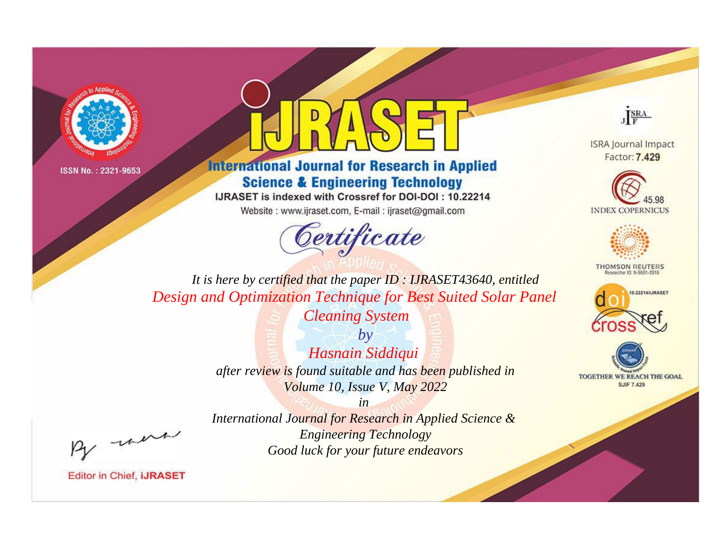ISSN No. : 2321-9653

# iJRASET

## International Journal for Research in Applied Science & Engineering Technology

IJRASET is indexed with Crossref for DOI-DOI : 10.22214

Website : www.ijraset.com, E-mail : ijraset@gmail.com

# Certificate

*It is here by certified that the paper ID : IJRASET43640, entitled*

*Design and Optimization Technique for Best Suited Solar Panel Cleaning System*

*by*

*Hasnain Siddiqui*

*after review is found suitable and has been published in*

*Volume 10, Issue V, May 2022*

*in*

*International Journal for Research in Applied Science & Engineering Technology*

*Good luck for your future endeavors*

ISRA Journal Impact Factor: **7.429**

45.98 INDEX COPERNICUS

THOMSON REUTERS Researcher ID: N-9681-2016

10.22214/IJRASET

TOGETHER WE REACH THE GOAL SJIF 7.429

Editor in Chief, **iJRASET**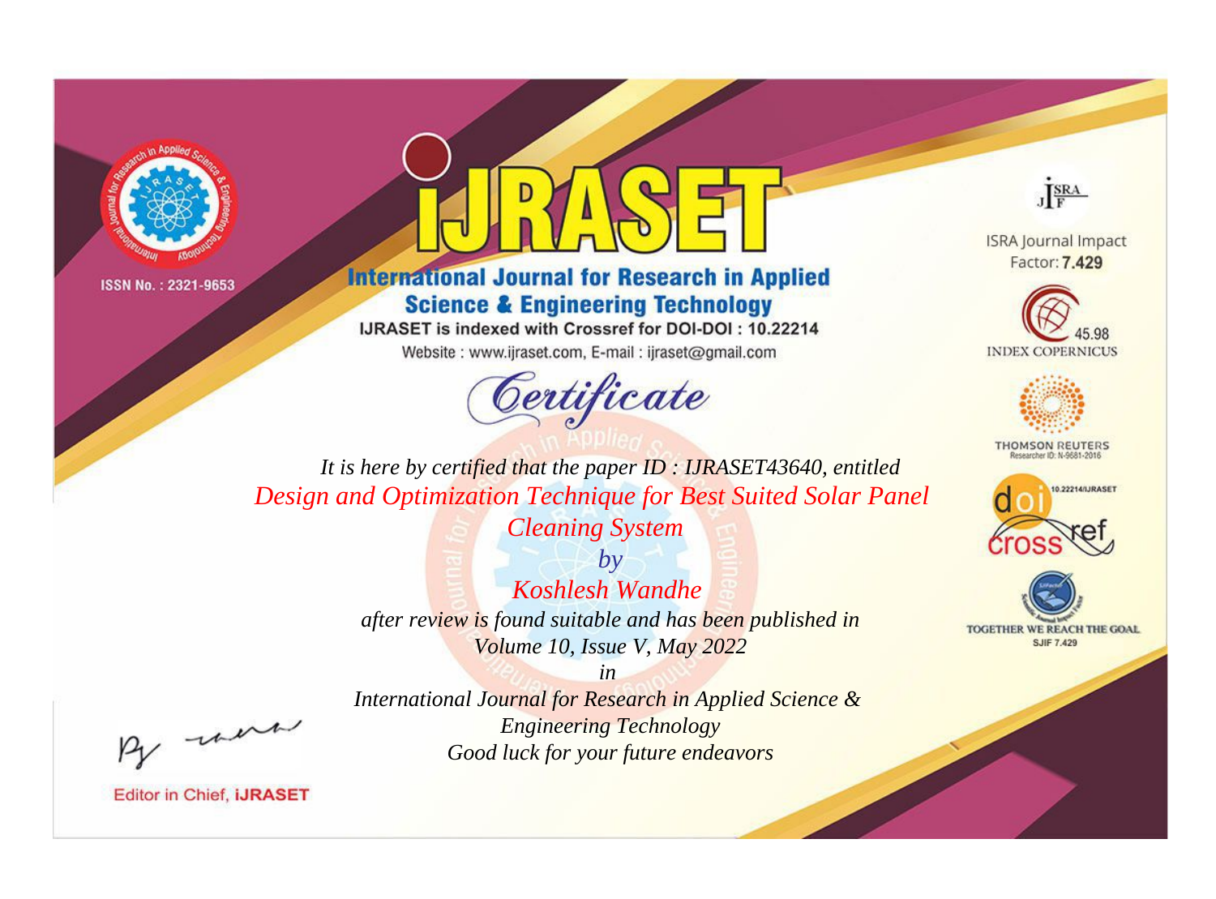ISSN No. : 2321-9653

# iJRASET

## International Journal for Research in Applied Science & Engineering Technology

IJRASET is indexed with Crossref for DOI-DOI : 10.22214

Website : www.ijraset.com, E-mail : ijraset@gmail.com

*Certificate*

*It is here by certified that the paper ID : IJRASET43640, entitled*

*Design and Optimization Technique for Best Suited Solar Panel Cleaning System*

*by*

*Koshlesh Wandhe*

*after review is found suitable and has been published in*

*Volume 10, Issue V, May 2022*

*in*

*International Journal for Research in Applied Science & Engineering Technology*

*Good luck for your future endeavors*

Editor in Chief, iJRASET

ISRA Journal Impact Factor: **7.429**

45.98 INDEX COPERNICUS

THOMSON REUTERS Researcher ID: N-9681-2016

10.22214/IJRASET

TOGETHER WE REACH THE GOAL SJIF 7.429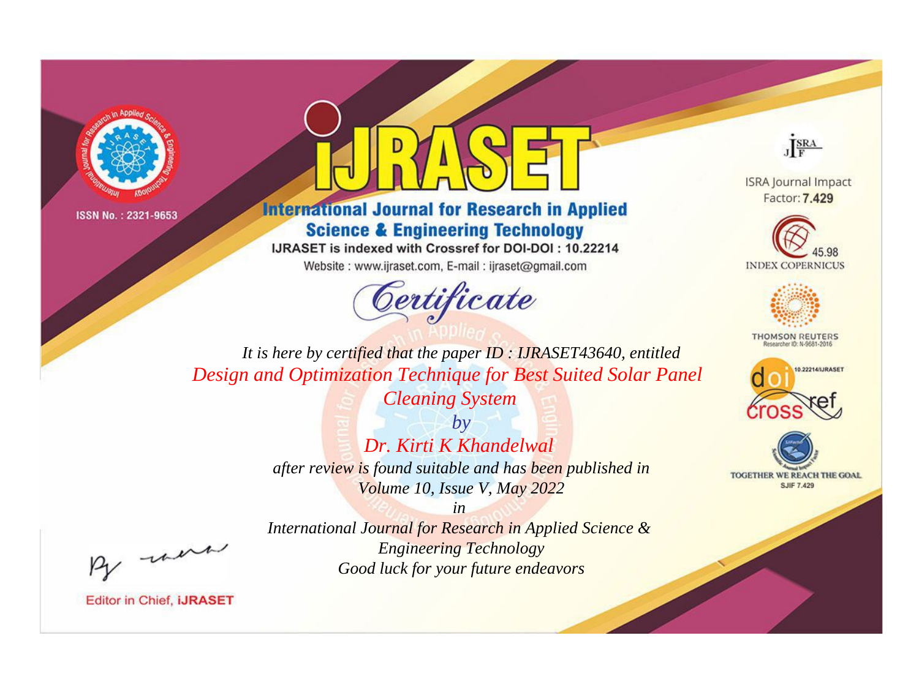ISSN No. : 2321-9653

# IJRASET

## International Journal for Research in Applied Science & Engineering Technology

IJRASET is indexed with Crossref for DOI-DOI : 10.22214

Website : www.ijraset.com, E-mail : ijraset@gmail.com

*Certificate*

*It is here by certified that the paper ID : IJRASET43640, entitled*

*Design and Optimization Technique for Best Suited Solar Panel Cleaning System*

*by*

*Dr. Kirti K Khandelwal*

*after review is found suitable and has been published in*

*Volume 10, Issue V, May 2022*

*in*

*International Journal for Research in Applied Science & Engineering Technology*

*Good luck for your future endeavors*

ISRA Journal Impact Factor: **7.429**

45.98 INDEX COPERNICUS

THOMSON REUTERS Researcher ID: N-9681-2016

10.22214/IJRASET

TOGETHER WE REACH THE GOAL SJIF 7.429

Editor in Chief, **iJRASET**